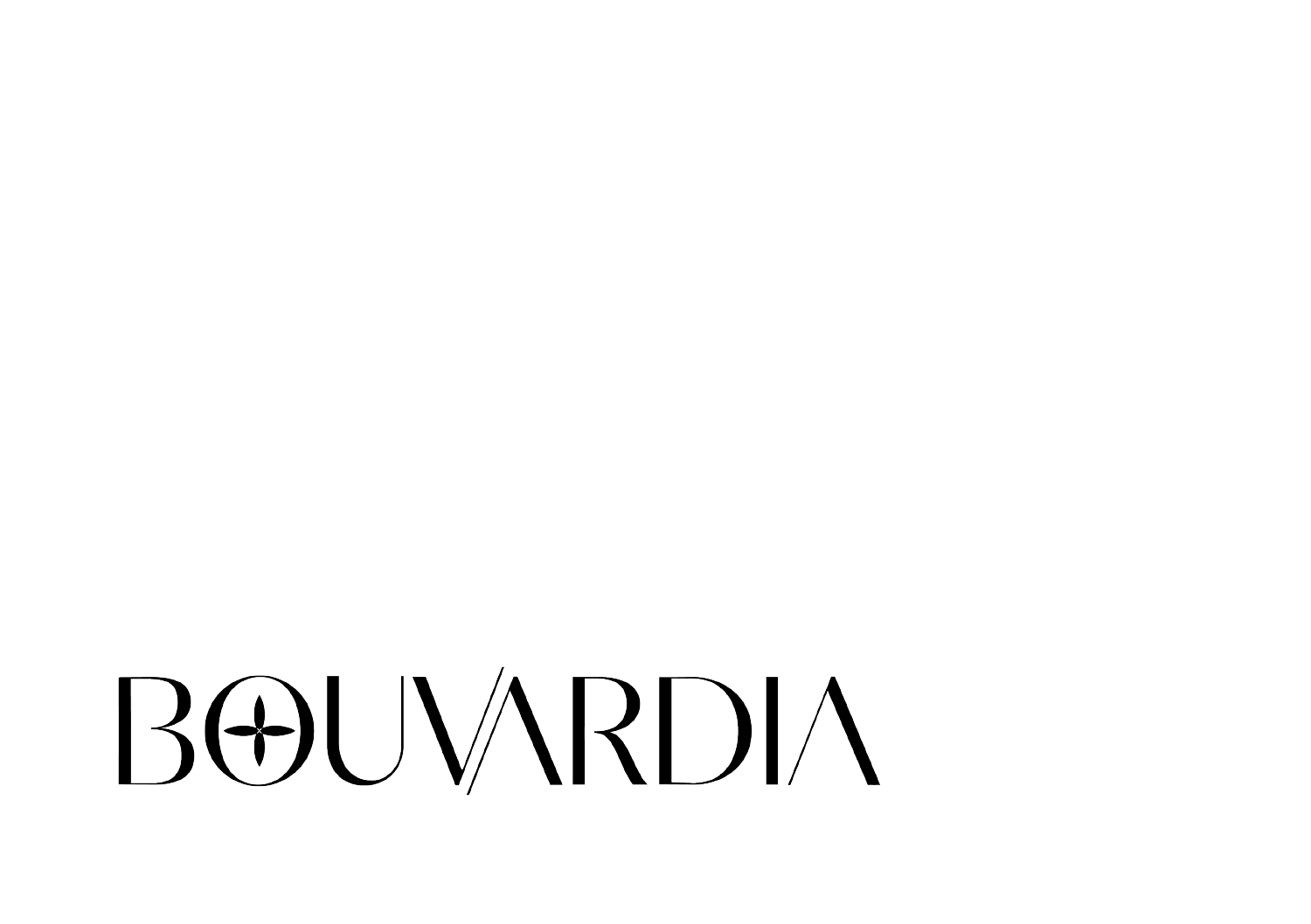# BOUVARDIA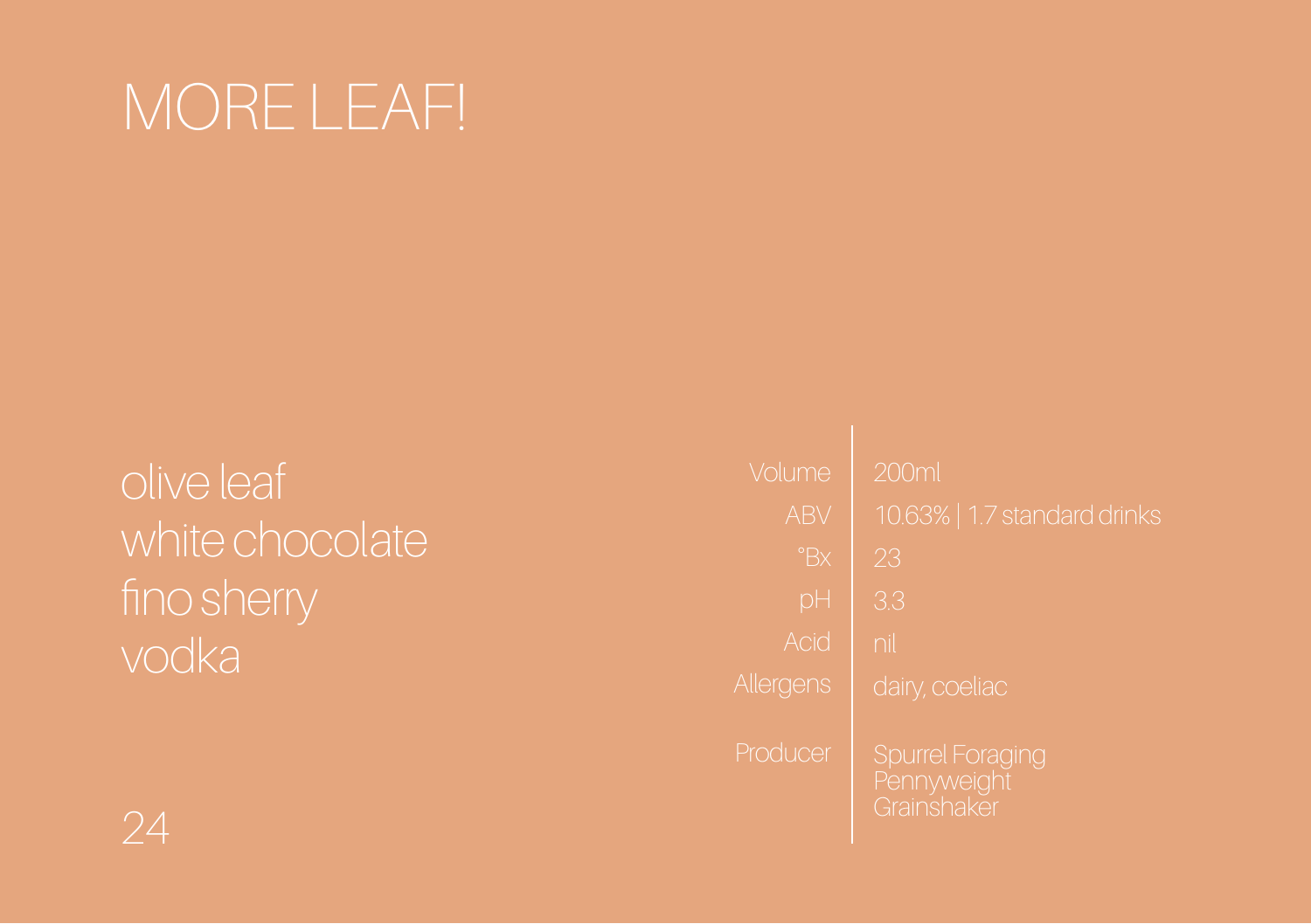# MORE LEAF!

olive leaf
white chocolate
fino sherry
vodka

| | |
|---|---|
| Volume | 200ml |
| ABV | 10.63% \| 1.7 standard drinks |
| °Bx | 23 |
| pH | 3.3 |
| Acid | nil |
| Allergens | dairy, coeliac |
| Producer | Spurrel Foraging<br>Pennyweight<br>Grainshaker |

24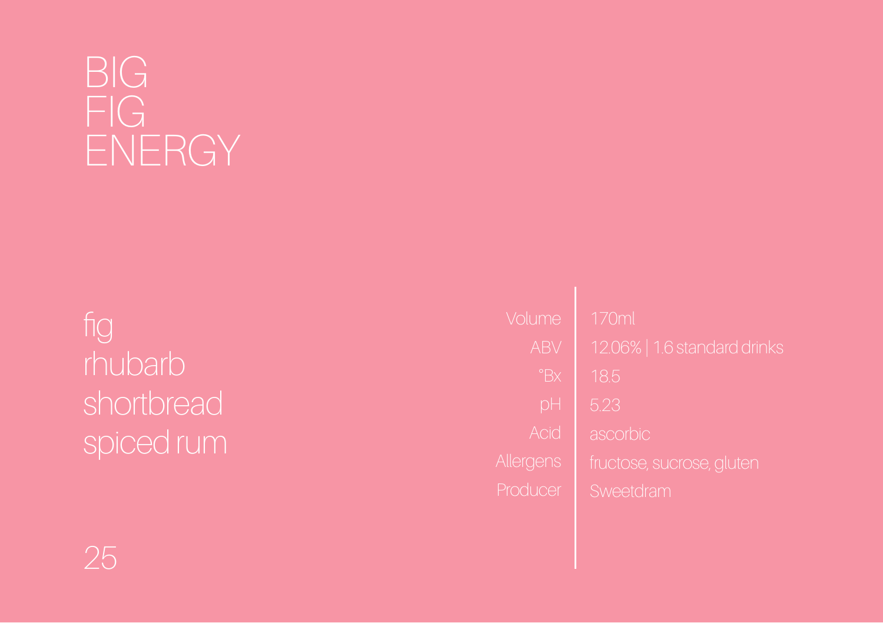# BIG FIG ENERGY

fig
rhubarb
shortbread
spiced rum

| | |
|---|---|
| Volume | 170ml |
| ABV | 12.06% \| 1.6 standard drinks |
| °Bx | 18.5 |
| pH | 5.23 |
| Acid | ascorbic |
| Allergens | fructose, sucrose, gluten |
| Producer | Sweetdram |

25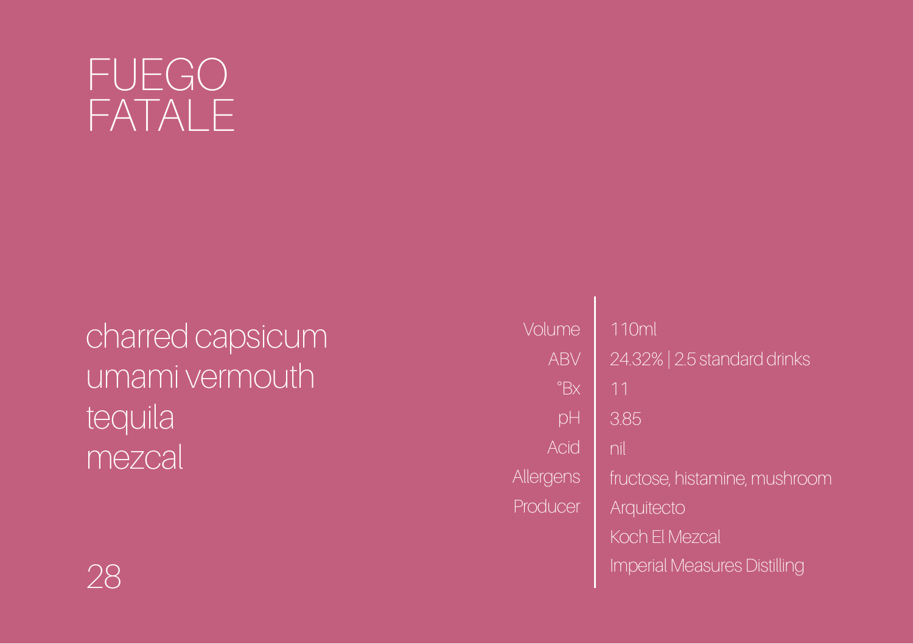# FUEGO FATALE

charred capsicum
umami vermouth
tequila
mezcal

| | |
|---|---|
| Volume | 110ml |
| ABV | 24.32% \| 2.5 standard drinks |
| °Bx | 11 |
| pH | 3.85 |
| Acid | nil |
| Allergens | fructose, histamine, mushroom |
| Producer | Arquitecto |
| | Koch El Mezcal |
| | Imperial Measures Distilling |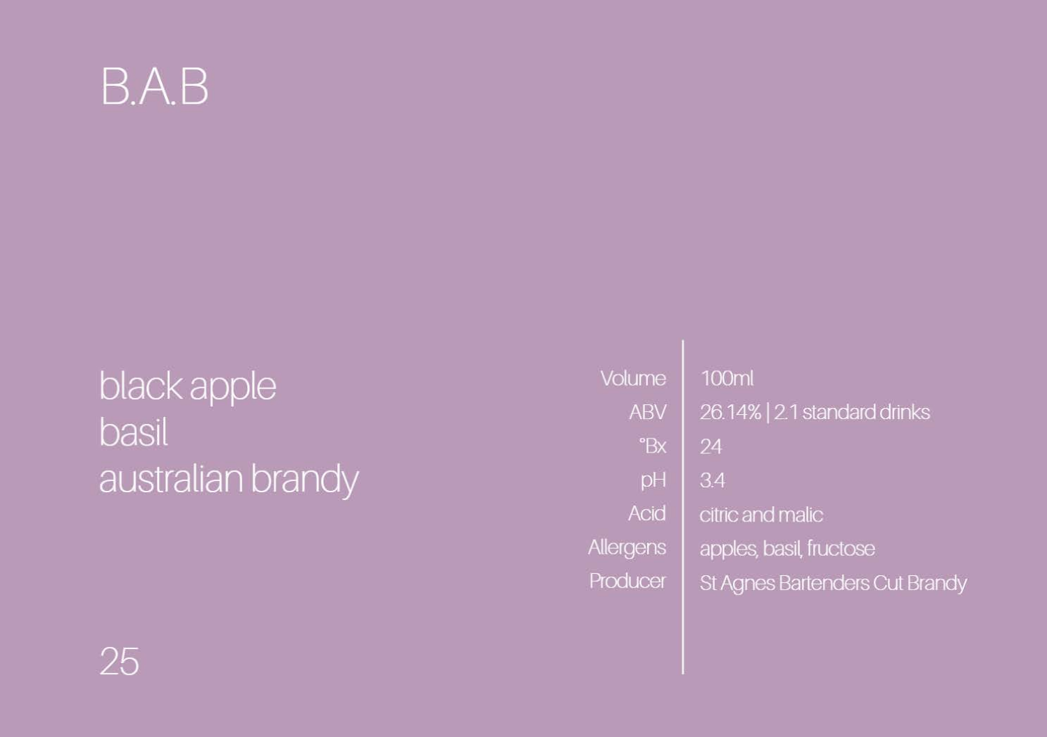# B.A.B

black apple
basil
australian brandy

25

| | |
|---|---|
| Volume | 100ml |
| ABV | 26.14% \| 2.1 standard drinks |
| °Bx | 24 |
| pH | 3.4 |
| Acid | citric and malic |
| Allergens | apples, basil, fructose |
| Producer | St Agnes Bartenders Cut Brandy |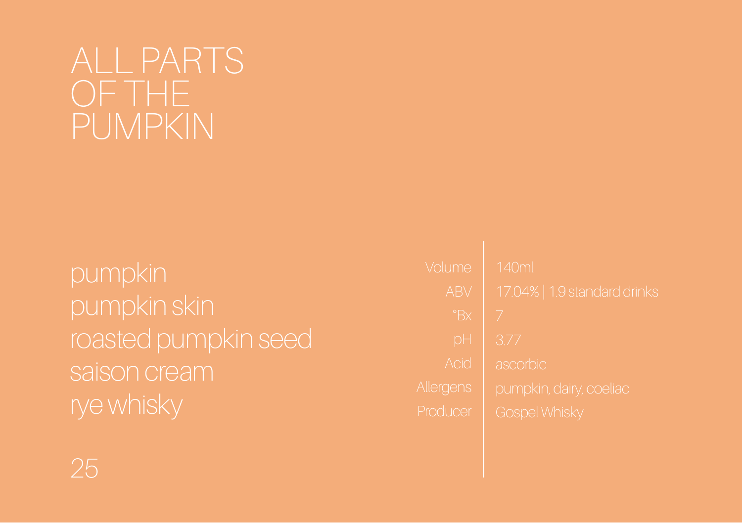# ALL PARTS OF THE PUMPKIN

pumpkin
pumpkin skin
roasted pumpkin seed
saison cream
rye whisky

25

| | |
|---|---|
| Volume | 140ml |
| ABV | 17.04% \| 1.9 standard drinks |
| °Bx | 7 |
| pH | 3.77 |
| Acid | ascorbic |
| Allergens | pumpkin, dairy, coeliac |
| Producer | Gospel Whisky |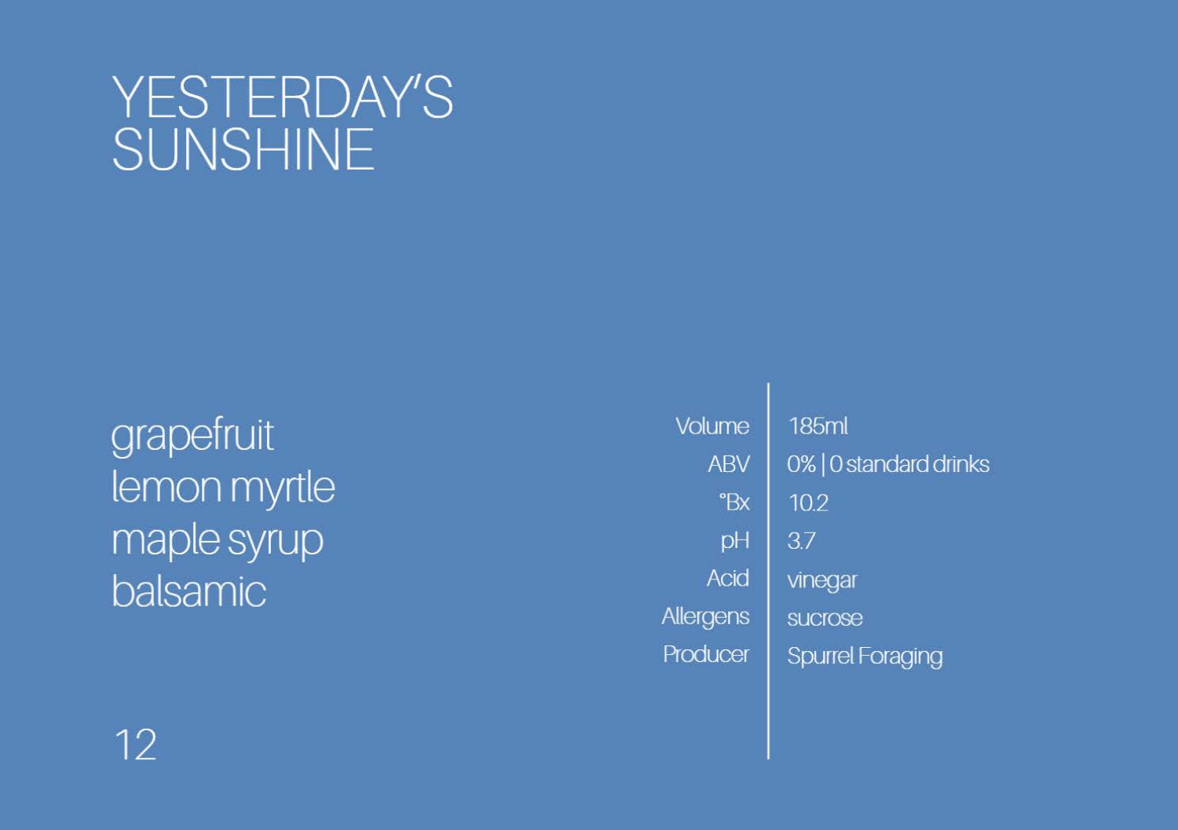# YESTERDAY'S SUNSHINE

grapefruit
lemon myrtle
maple syrup
balsamic

12

| | |
|---|---|
| Volume | 185ml |
| ABV | 0% \| 0 standard drinks |
| °Bx | 10.2 |
| pH | 3.7 |
| Acid | vinegar |
| Allergens | sucrose |
| Producer | Spurrel Foraging |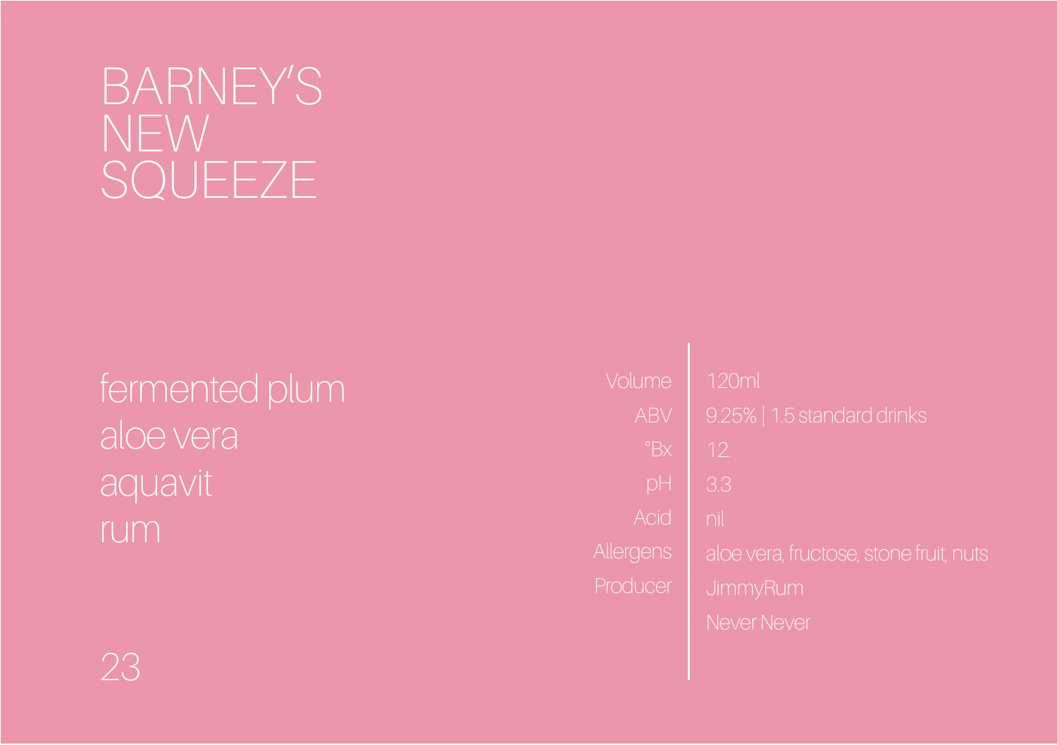# BARNEY'S NEW SQUEEZE

fermented plum
aloe vera
aquavit
rum

| | |
|---|---|
| Volume | 120ml |
| ABV | 9.25% \| 1.5 standard drinks |
| °Bx | 12. |
| pH | 3.3 |
| Acid | nil |
| Allergens | aloe vera, fructose, stone fruit, nuts |
| Producer | JimmyRum |
| | Never Never |

23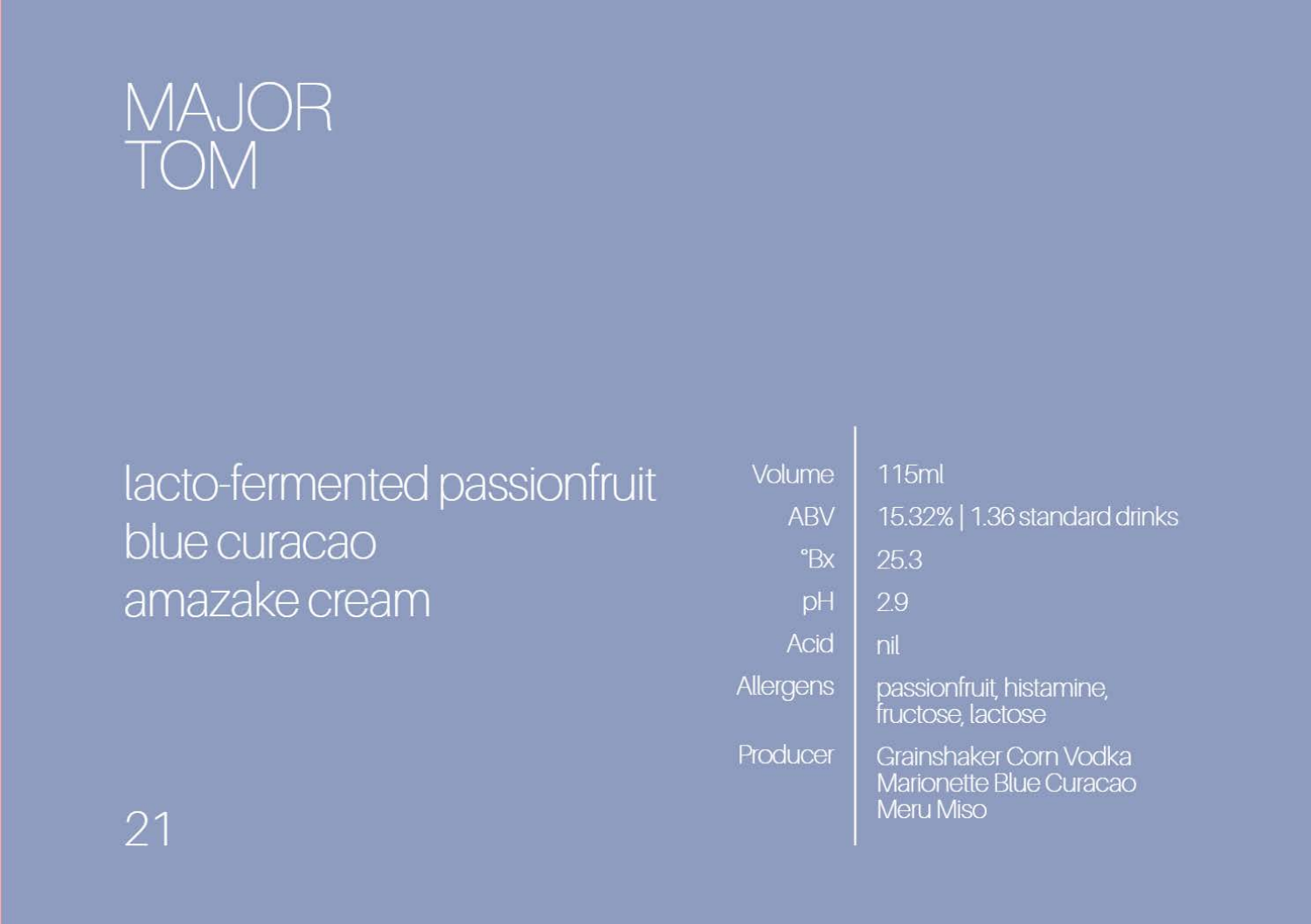# MAJOR TOM

lacto-fermented passionfruit
blue curacao
amazake cream

| | |
|---|---|
| Volume | 115ml |
| ABV | 15.32% \| 1.36 standard drinks |
| °Bx | 25.3 |
| pH | 2.9 |
| Acid | nil |
| Allergens | passionfruit, histamine, fructose, lactose |
| Producer | Grainshaker Corn Vodka<br>Marionette Blue Curacao<br>Meru Miso |

21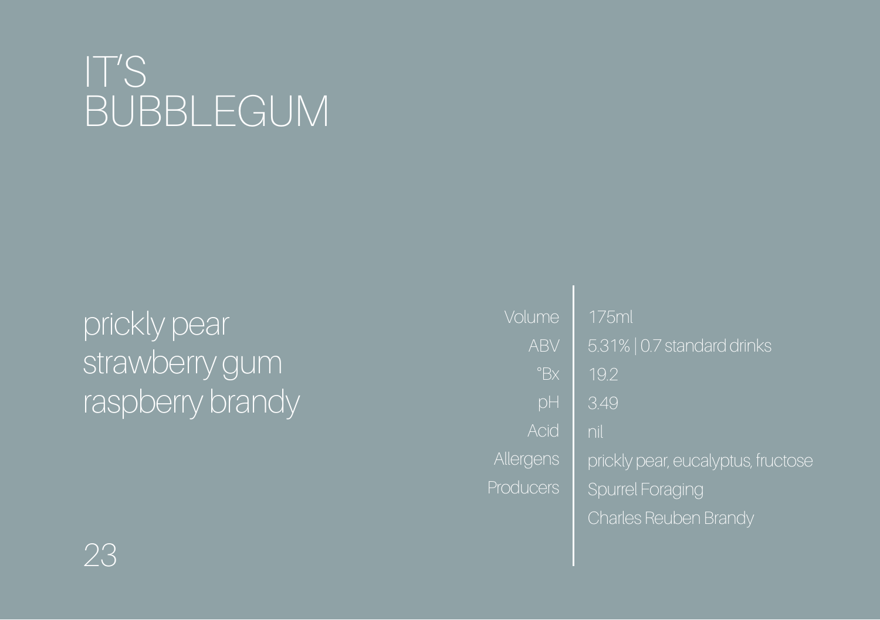# IT'S BUBBLEGUM

prickly pear
strawberry gum
raspberry brandy

| | |
|---|---|
| Volume | 175ml |
| ABV | 5.31% \| 0.7 standard drinks |
| °Bx | 19.2 |
| pH | 3.49 |
| Acid | nil |
| Allergens | prickly pear, eucalyptus, fructose |
| Producers | Spurrel Foraging |
| | Charles Reuben Brandy |

23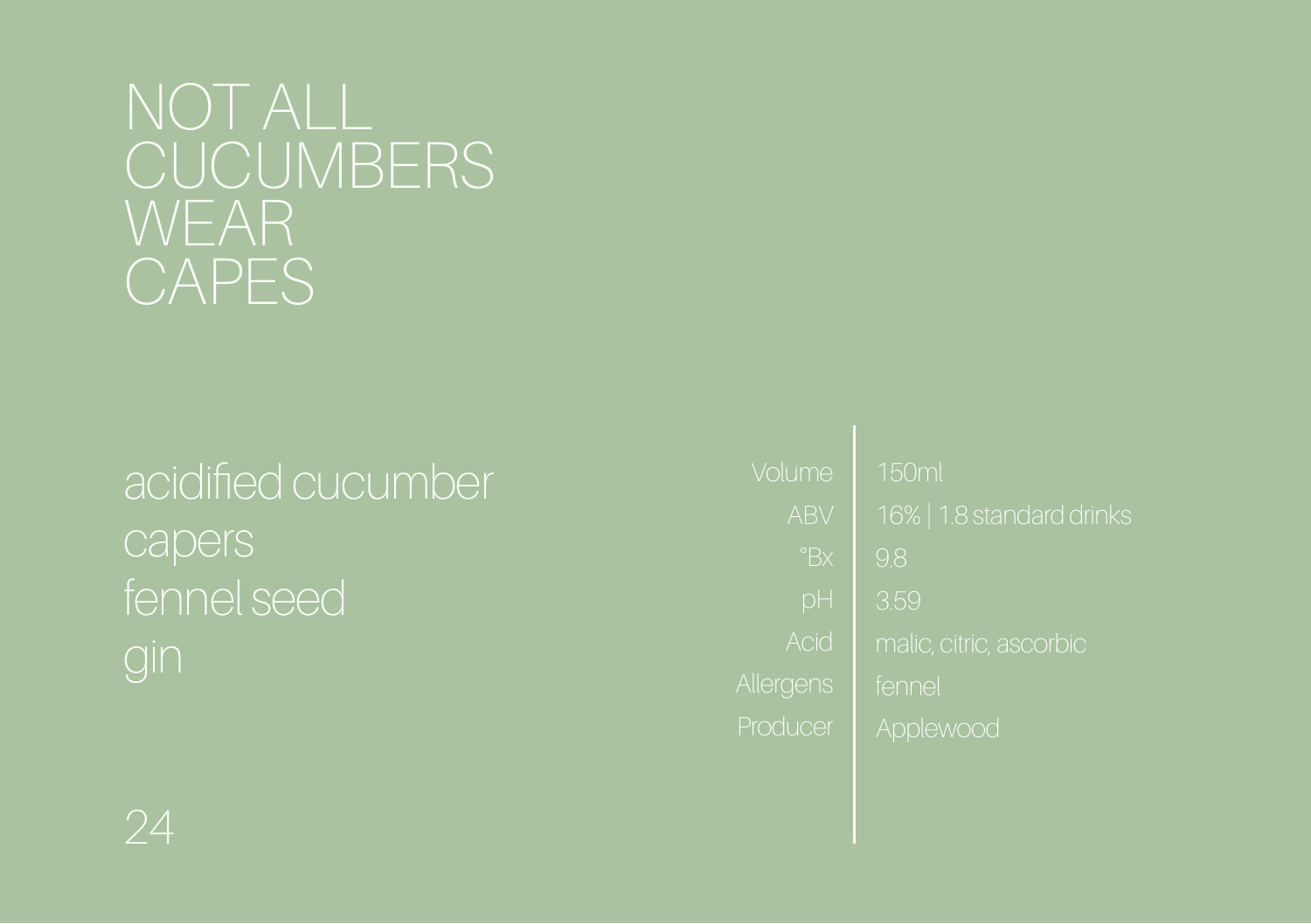# NOT ALL CUCUMBERS WEAR CAPES

acidified cucumber
capers
fennel seed
gin

| | |
|---|---|
| Volume | 150ml |
| ABV | 16% \| 1.8 standard drinks |
| °Bx | 9.8 |
| pH | 3.59 |
| Acid | malic, citric, ascorbic |
| Allergens | fennel |
| Producer | Applewood |

24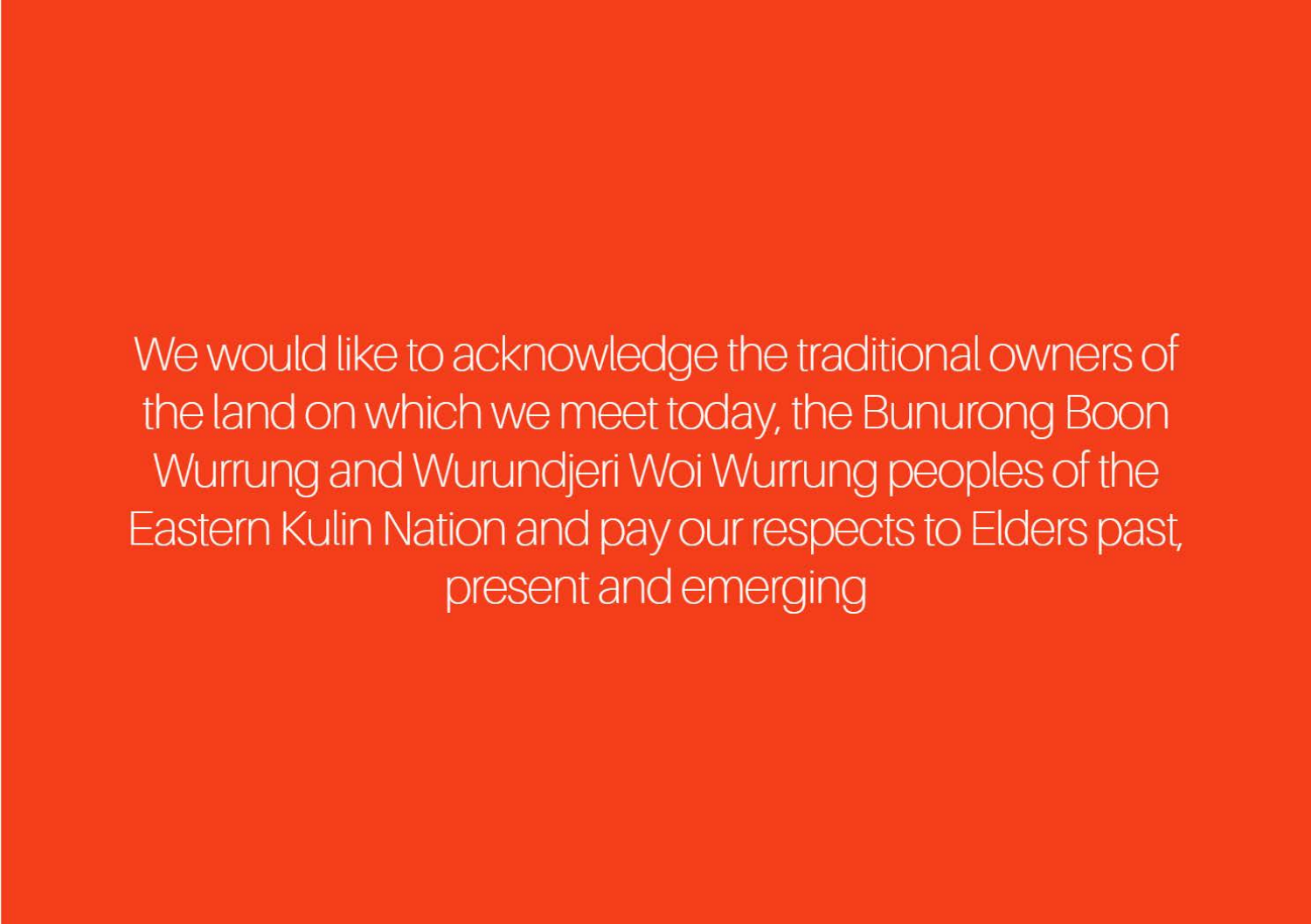We would like to acknowledge the traditional owners of the land on which we meet today, the Bunurong Boon Wurrung and Wurundjeri Woi Wurrung peoples of the Eastern Kulin Nation and pay our respects to Elders past, present and emerging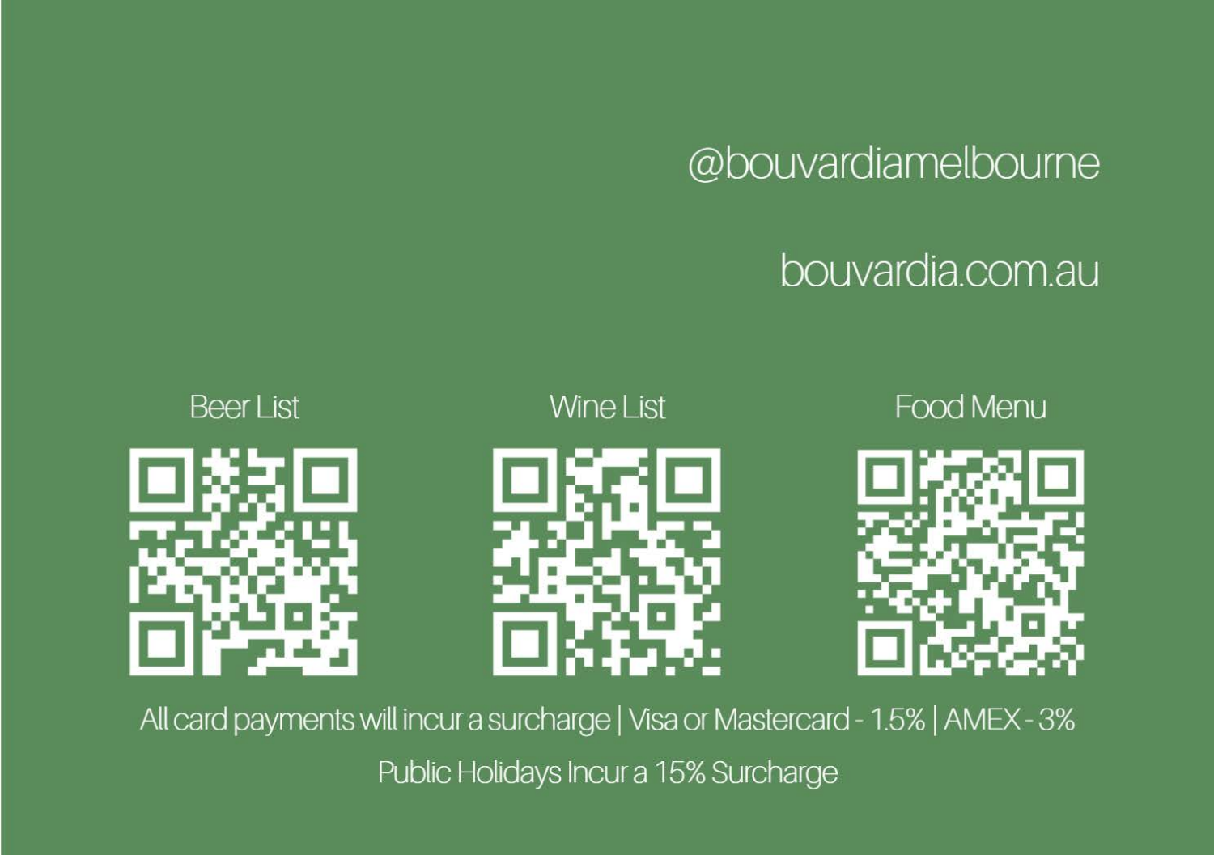@bouvardiamelbourne

bouvardia.com.au

Beer List

Wine List

Food Menu

All card payments will incur a surcharge | Visa or Mastercard - 1.5% | AMEX - 3%

Public Holidays Incur a 15% Surcharge